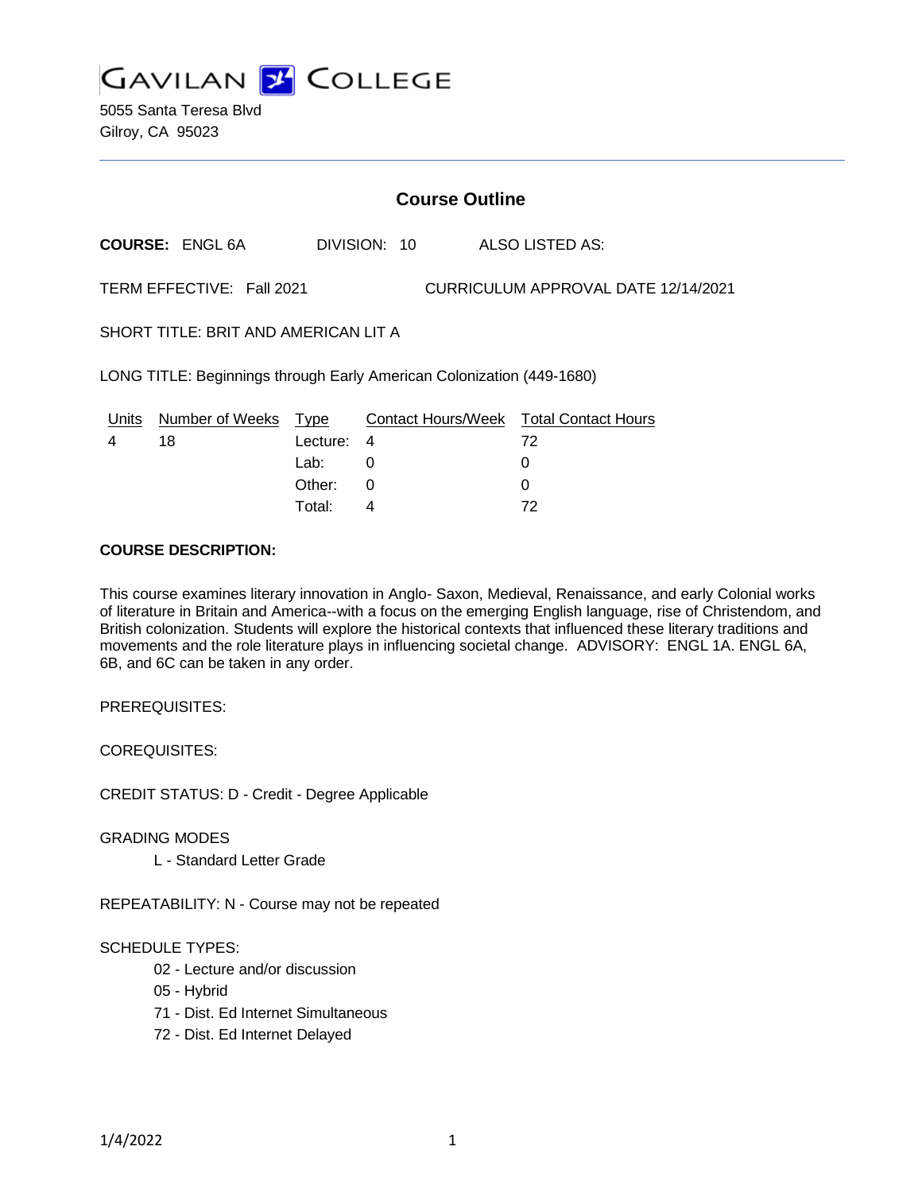GAVILAN COLLEGE

5055 Santa Teresa Blvd
Gilroy, CA 95023

## Course Outline

**COURSE:** ENGL 6A DIVISION: 10 ALSO LISTED AS:

TERM EFFECTIVE: Fall 2021 CURRICULUM APPROVAL DATE 12/14/2021

SHORT TITLE: BRIT AND AMERICAN LIT A

LONG TITLE: Beginnings through Early American Colonization (449-1680)

| Units | Number of Weeks | Type | Contact Hours/Week | Total Contact Hours |
|---|---|---|---|---|
| 4 | 18 | Lecture: | 4 | 72 |
| | | Lab: | 0 | 0 |
| | | Other: | 0 | 0 |
| | | Total: | 4 | 72 |

**COURSE DESCRIPTION:**

This course examines literary innovation in Anglo- Saxon, Medieval, Renaissance, and early Colonial works of literature in Britain and America--with a focus on the emerging English language, rise of Christendom, and British colonization. Students will explore the historical contexts that influenced these literary traditions and movements and the role literature plays in influencing societal change. ADVISORY: ENGL 1A. ENGL 6A, 6B, and 6C can be taken in any order.

PREREQUISITES:

COREQUISITES:

CREDIT STATUS: D - Credit - Degree Applicable

GRADING MODES

- L - Standard Letter Grade

REPEATABILITY: N - Course may not be repeated

SCHEDULE TYPES:

- 02 - Lecture and/or discussion
- 05 - Hybrid
- 71 - Dist. Ed Internet Simultaneous
- 72 - Dist. Ed Internet Delayed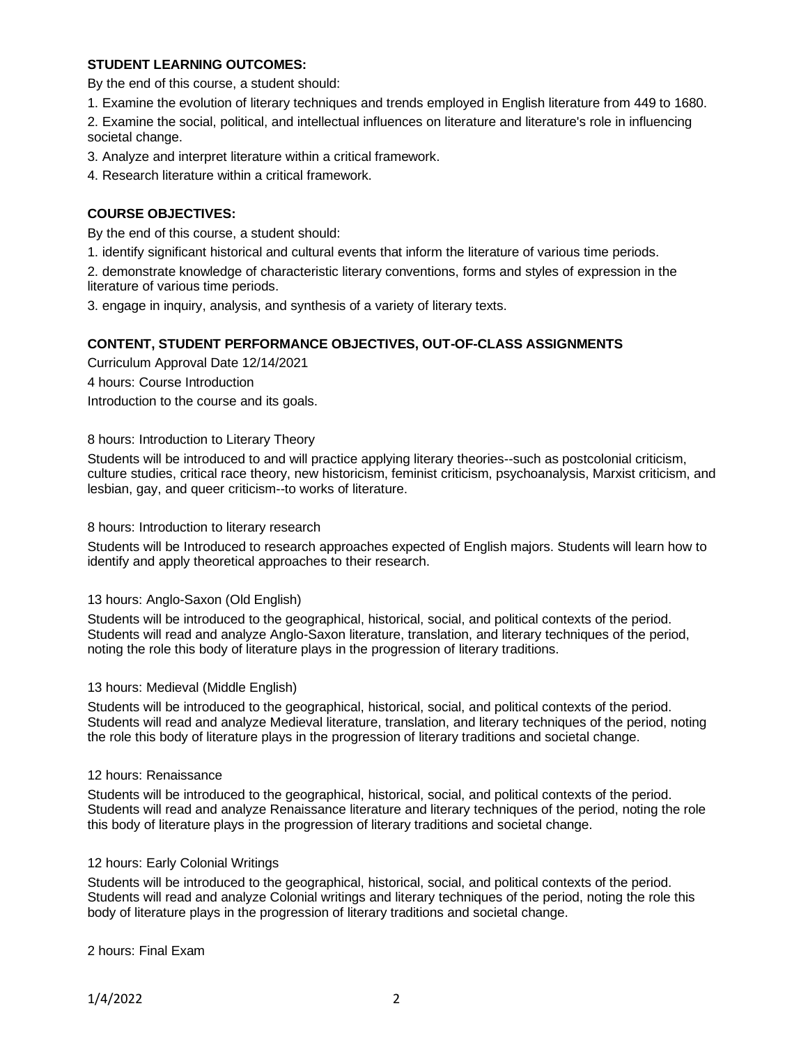**STUDENT LEARNING OUTCOMES:**

By the end of this course, a student should:

1. Examine the evolution of literary techniques and trends employed in English literature from 449 to 1680.
2. Examine the social, political, and intellectual influences on literature and literature's role in influencing societal change.
3. Analyze and interpret literature within a critical framework.
4. Research literature within a critical framework.

**COURSE OBJECTIVES:**

By the end of this course, a student should:

1. identify significant historical and cultural events that inform the literature of various time periods.
2. demonstrate knowledge of characteristic literary conventions, forms and styles of expression in the literature of various time periods.
3. engage in inquiry, analysis, and synthesis of a variety of literary texts.

**CONTENT, STUDENT PERFORMANCE OBJECTIVES, OUT-OF-CLASS ASSIGNMENTS**

Curriculum Approval Date 12/14/2021

4 hours: Course Introduction

Introduction to the course and its goals.

8 hours: Introduction to Literary Theory

Students will be introduced to and will practice applying literary theories--such as postcolonial criticism, culture studies, critical race theory, new historicism, feminist criticism, psychoanalysis, Marxist criticism, and lesbian, gay, and queer criticism--to works of literature.

8 hours: Introduction to literary research

Students will be Introduced to research approaches expected of English majors. Students will learn how to identify and apply theoretical approaches to their research.

13 hours: Anglo-Saxon (Old English)

Students will be introduced to the geographical, historical, social, and political contexts of the period. Students will read and analyze Anglo-Saxon literature, translation, and literary techniques of the period, noting the role this body of literature plays in the progression of literary traditions.

13 hours: Medieval (Middle English)

Students will be introduced to the geographical, historical, social, and political contexts of the period. Students will read and analyze Medieval literature, translation, and literary techniques of the period, noting the role this body of literature plays in the progression of literary traditions and societal change.

12 hours: Renaissance

Students will be introduced to the geographical, historical, social, and political contexts of the period. Students will read and analyze Renaissance literature and literary techniques of the period, noting the role this body of literature plays in the progression of literary traditions and societal change.

12 hours: Early Colonial Writings

Students will be introduced to the geographical, historical, social, and political contexts of the period. Students will read and analyze Colonial writings and literary techniques of the period, noting the role this body of literature plays in the progression of literary traditions and societal change.

2 hours: Final Exam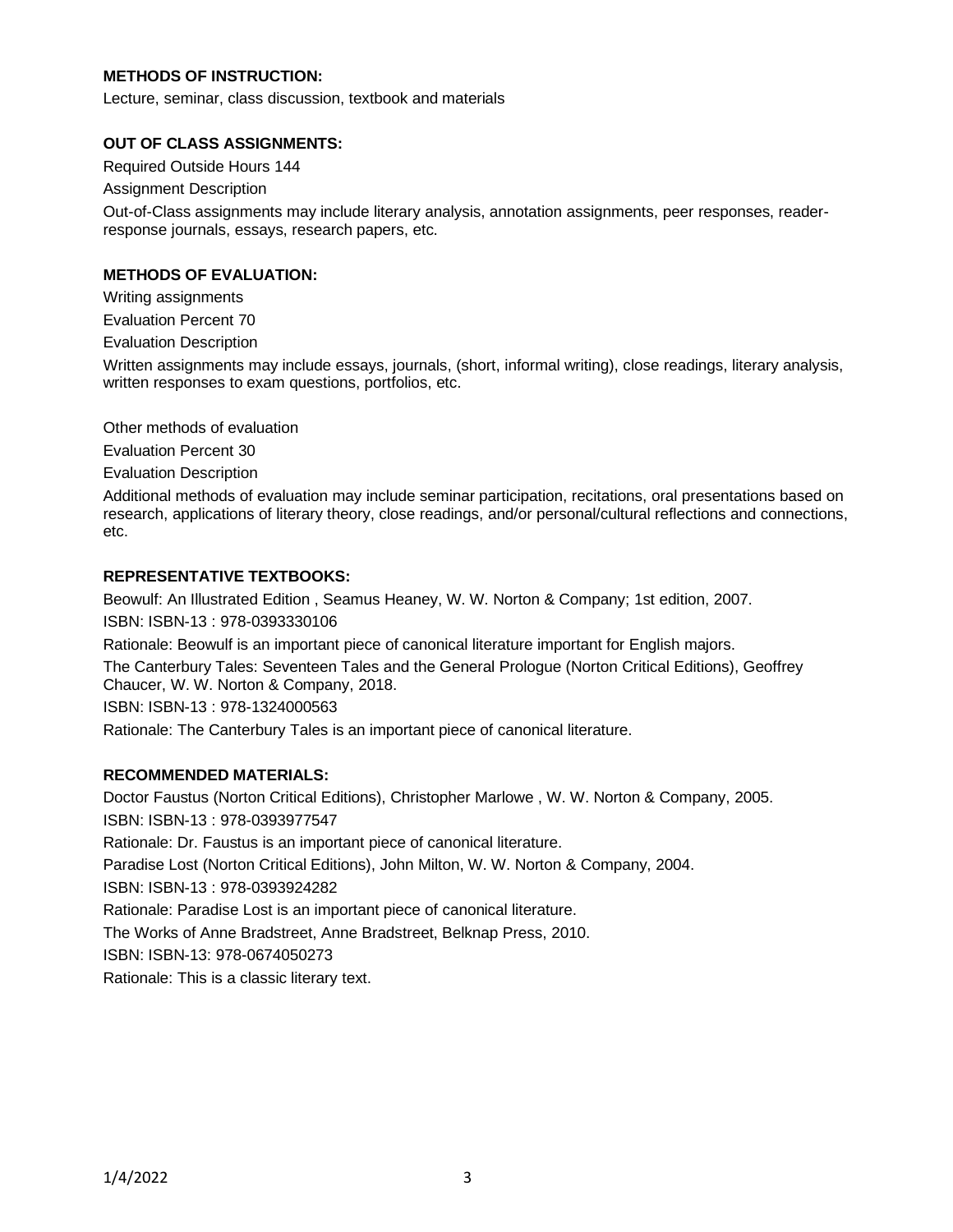**METHODS OF INSTRUCTION:**

Lecture, seminar, class discussion, textbook and materials

**OUT OF CLASS ASSIGNMENTS:**

Required Outside Hours 144

Assignment Description

Out-of-Class assignments may include literary analysis, annotation assignments, peer responses, reader-response journals, essays, research papers, etc.

**METHODS OF EVALUATION:**

Writing assignments

Evaluation Percent 70

Evaluation Description

Written assignments may include essays, journals, (short, informal writing), close readings, literary analysis, written responses to exam questions, portfolios, etc.

Other methods of evaluation

Evaluation Percent 30

Evaluation Description

Additional methods of evaluation may include seminar participation, recitations, oral presentations based on research, applications of literary theory, close readings, and/or personal/cultural reflections and connections, etc.

**REPRESENTATIVE TEXTBOOKS:**

Beowulf: An Illustrated Edition , Seamus Heaney, W. W. Norton & Company; 1st edition, 2007.

ISBN: ISBN-13 : 978-0393330106

Rationale: Beowulf is an important piece of canonical literature important for English majors.

The Canterbury Tales: Seventeen Tales and the General Prologue (Norton Critical Editions), Geoffrey Chaucer, W. W. Norton & Company, 2018.

ISBN: ISBN-13 : 978-1324000563

Rationale: The Canterbury Tales is an important piece of canonical literature.

**RECOMMENDED MATERIALS:**

Doctor Faustus (Norton Critical Editions), Christopher Marlowe , W. W. Norton & Company, 2005.

ISBN: ISBN-13 : 978-0393977547

Rationale: Dr. Faustus is an important piece of canonical literature.

Paradise Lost (Norton Critical Editions), John Milton, W. W. Norton & Company, 2004.

ISBN: ISBN-13 : 978-0393924282

Rationale: Paradise Lost is an important piece of canonical literature.

The Works of Anne Bradstreet, Anne Bradstreet, Belknap Press, 2010.

ISBN: ISBN-13: 978-0674050273

Rationale: This is a classic literary text.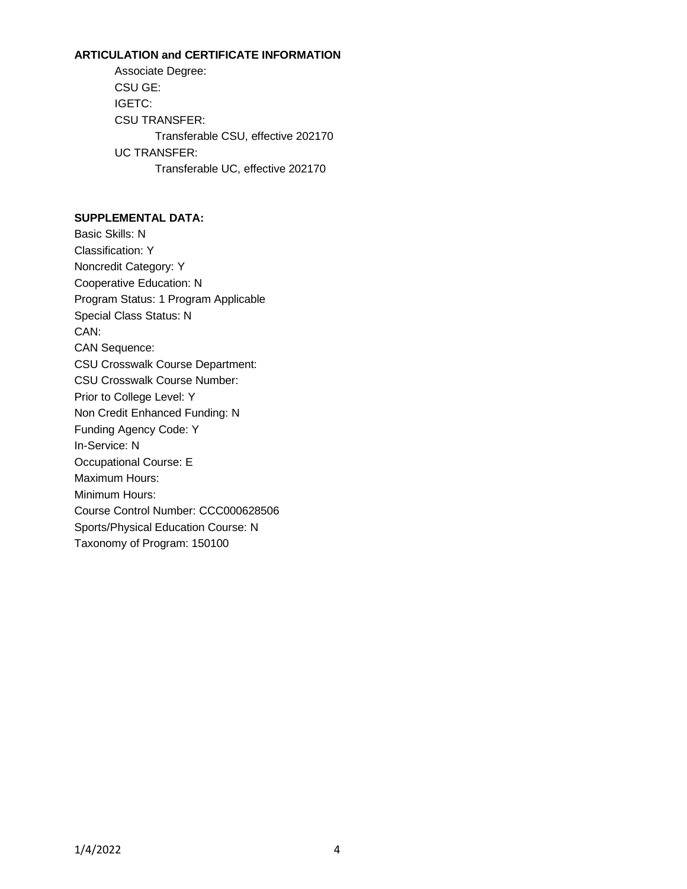**ARTICULATION and CERTIFICATE INFORMATION**

Associate Degree:

CSU GE:

IGETC:

CSU TRANSFER:

Transferable CSU, effective 202170

UC TRANSFER:

Transferable UC, effective 202170

**SUPPLEMENTAL DATA:**

Basic Skills: N

Classification: Y

Noncredit Category: Y

Cooperative Education: N

Program Status: 1 Program Applicable

Special Class Status: N

CAN:

CAN Sequence:

CSU Crosswalk Course Department:

CSU Crosswalk Course Number:

Prior to College Level: Y

Non Credit Enhanced Funding: N

Funding Agency Code: Y

In-Service: N

Occupational Course: E

Maximum Hours:

Minimum Hours:

Course Control Number: CCC000628506

Sports/Physical Education Course: N

Taxonomy of Program: 150100